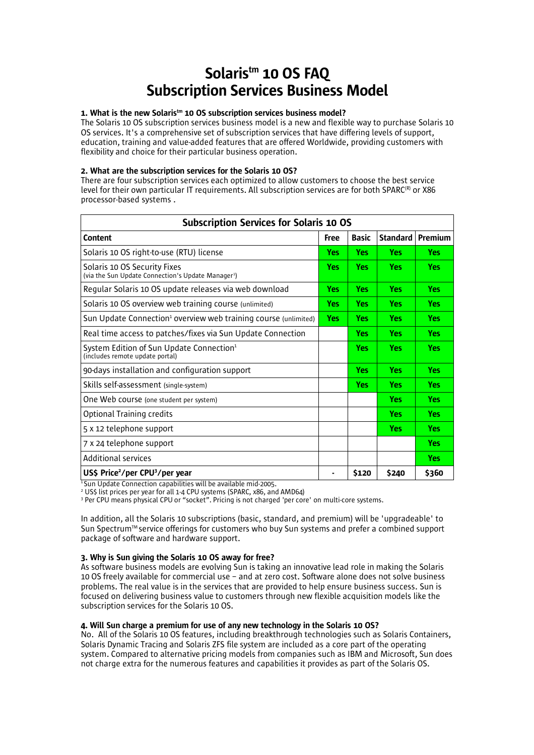# Solaris™ 10 OS FAQ
# Subscription Services Business Model

**1. What is the new Solaris™ 10 OS subscription services business model?**

The Solaris 10 OS subscription services business model is a new and flexible way to purchase Solaris 10 OS services. It's a comprehensive set of subscription services that have differing levels of support, education, training and value-added features that are offered Worldwide, providing customers with flexibility and choice for their particular business operation.

**2. What are the subscription services for the Solaris 10 OS?**

There are four subscription services each optimized to allow customers to choose the best service level for their own particular IT requirements. All subscription services are for both SPARC(R) or X86 processor-based systems .

| Subscription Services for Solaris 10 OS | | | | |
|---|---|---|---|---|
| **Content** | **Free** | **Basic** | **Standard** | **Premium** |
| Solaris 10 OS right-to-use (RTU) license | Yes | Yes | Yes | Yes |
| Solaris 10 OS Security Fixes (via the Sun Update Connection's Update Manager[1]) | Yes | Yes | Yes | Yes |
| Regular Solaris 10 OS update releases via web download | Yes | Yes | Yes | Yes |
| Solaris 10 OS overview web training course (unlimited) | Yes | Yes | Yes | Yes |
| Sun Update Connection[1] overview web training course (unlimited) | Yes | Yes | Yes | Yes |
| Real time access to patches/fixes via Sun Update Connection | | Yes | Yes | Yes |
| System Edition of Sun Update Connection[1] (includes remote update portal) | | Yes | Yes | Yes |
| 90-days installation and configuration support | | Yes | Yes | Yes |
| Skills self-assessment (single-system) | | Yes | Yes | Yes |
| One Web course (one student per system) | | | Yes | Yes |
| Optional Training credits | | | Yes | Yes |
| 5 x 12 telephone support | | | Yes | Yes |
| 7 x 24 telephone support | | | | Yes |
| Additional services | | | | Yes |
| **US$ Price[2]/per CPU[3]/per year** | **-** | **$120** | **$240** | **$360** |

[1] Sun Update Connection capabilities will be available mid-2005.
[2] US$ list prices per year for all 1-4 CPU systems (SPARC, x86, and AMD64)
[3] Per CPU means physical CPU or "socket". Pricing is not charged 'per core' on multi-core systems.

In addition, all the Solaris 10 subscriptions (basic, standard, and premium) will be 'upgradeable' to Sun Spectrum™ service offerings for customers who buy Sun systems and prefer a combined support package of software and hardware support.

**3. Why is Sun giving the Solaris 10 OS away for free?**

As software business models are evolving Sun is taking an innovative lead role in making the Solaris 10 OS freely available for commercial use – and at zero cost. Software alone does not solve business problems. The real value is in the services that are provided to help ensure business success. Sun is focused on delivering business value to customers through new flexible acquisition models like the subscription services for the Solaris 10 OS.

**4. Will Sun charge a premium for use of any new technology in the Solaris 10 OS?**

No. All of the Solaris 10 OS features, including breakthrough technologies such as Solaris Containers, Solaris Dynamic Tracing and Solaris ZFS file system are included as a core part of the operating system. Compared to alternative pricing models from companies such as IBM and Microsoft, Sun does not charge extra for the numerous features and capabilities it provides as part of the Solaris OS.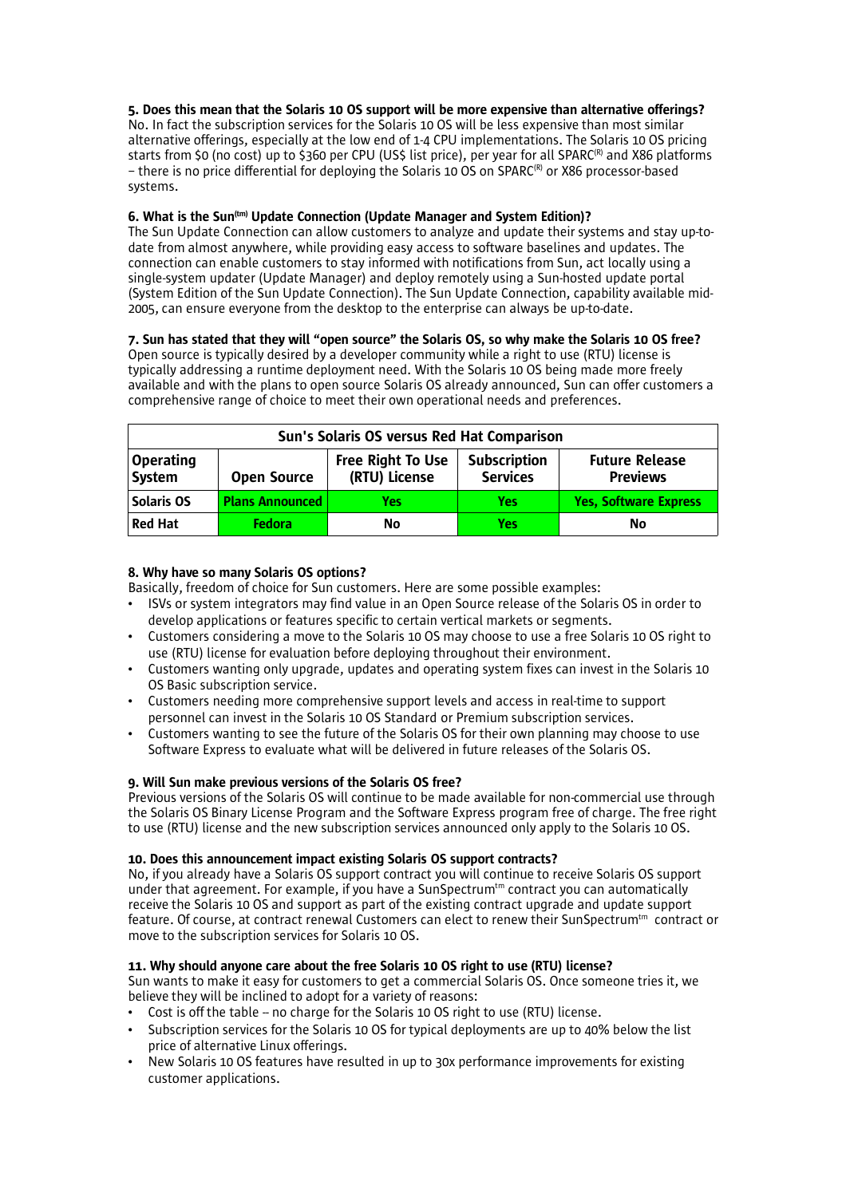**5. Does this mean that the Solaris 10 OS support will be more expensive than alternative offerings?**
No. In fact the subscription services for the Solaris 10 OS will be less expensive than most similar alternative offerings, especially at the low end of 1-4 CPU implementations. The Solaris 10 OS pricing starts from $0 (no cost) up to $360 per CPU (US$ list price), per year for all SPARC(R) and X86 platforms – there is no price differential for deploying the Solaris 10 OS on SPARC(R) or X86 processor-based systems.

**6. What is the Sun(tm) Update Connection (Update Manager and System Edition)?**
The Sun Update Connection can allow customers to analyze and update their systems and stay up-to-date from almost anywhere, while providing easy access to software baselines and updates. The connection can enable customers to stay informed with notifications from Sun, act locally using a single-system updater (Update Manager) and deploy remotely using a Sun-hosted update portal (System Edition of the Sun Update Connection). The Sun Update Connection, capability available mid-2005, can ensure everyone from the desktop to the enterprise can always be up-to-date.

**7. Sun has stated that they will "open source" the Solaris OS, so why make the Solaris 10 OS free?**
Open source is typically desired by a developer community while a right to use (RTU) license is typically addressing a runtime deployment need. With the Solaris 10 OS being made more freely available and with the plans to open source Solaris OS already announced, Sun can offer customers a comprehensive range of choice to meet their own operational needs and preferences.

| Sun's Solaris OS versus Red Hat Comparison | | | | |
|---|---|---|---|---|
| **Operating System** | **Open Source** | **Free Right To Use (RTU) License** | **Subscription Services** | **Future Release Previews** |
| **Solaris OS** | **Plans Announced** | **Yes** | **Yes** | **Yes, Software Express** |
| **Red Hat** | **Fedora** | **No** | **Yes** | **No** |

**8. Why have so many Solaris OS options?**
Basically, freedom of choice for Sun customers. Here are some possible examples:

- ISVs or system integrators may find value in an Open Source release of the Solaris OS in order to develop applications or features specific to certain vertical markets or segments.
- Customers considering a move to the Solaris 10 OS may choose to use a free Solaris 10 OS right to use (RTU) license for evaluation before deploying throughout their environment.
- Customers wanting only upgrade, updates and operating system fixes can invest in the Solaris 10 OS Basic subscription service.
- Customers needing more comprehensive support levels and access in real-time to support personnel can invest in the Solaris 10 OS Standard or Premium subscription services.
- Customers wanting to see the future of the Solaris OS for their own planning may choose to use Software Express to evaluate what will be delivered in future releases of the Solaris OS.

**9. Will Sun make previous versions of the Solaris OS free?**
Previous versions of the Solaris OS will continue to be made available for non-commercial use through the Solaris OS Binary License Program and the Software Express program free of charge. The free right to use (RTU) license and the new subscription services announced only apply to the Solaris 10 OS.

**10. Does this announcement impact existing Solaris OS support contracts?**
No, if you already have a Solaris OS support contract you will continue to receive Solaris OS support under that agreement. For example, if you have a SunSpectrum(tm) contract you can automatically receive the Solaris 10 OS and support as part of the existing contract upgrade and update support feature. Of course, at contract renewal Customers can elect to renew their SunSpectrum(tm) contract or move to the subscription services for Solaris 10 OS.

**11. Why should anyone care about the free Solaris 10 OS right to use (RTU) license?**
Sun wants to make it easy for customers to get a commercial Solaris OS. Once someone tries it, we believe they will be inclined to adopt for a variety of reasons:

- Cost is off the table – no charge for the Solaris 10 OS right to use (RTU) license.
- Subscription services for the Solaris 10 OS for typical deployments are up to 40% below the list price of alternative Linux offerings.
- New Solaris 10 OS features have resulted in up to 30x performance improvements for existing customer applications.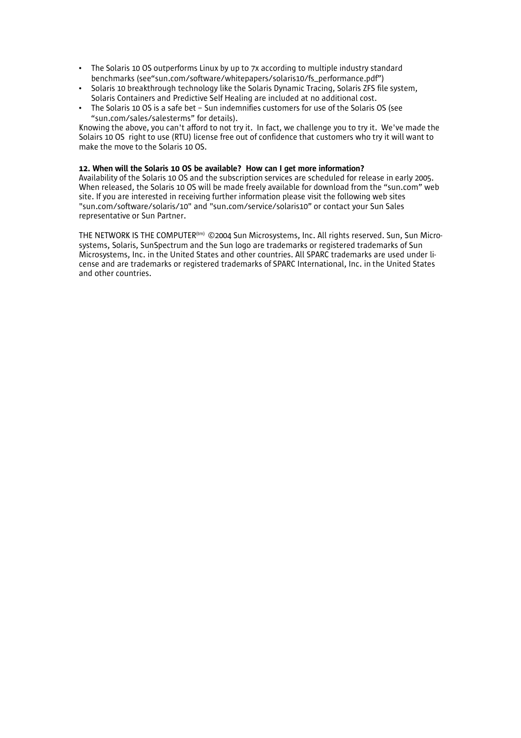- The Solaris 10 OS outperforms Linux by up to 7x according to multiple industry standard benchmarks (see“sun.com/software/whitepapers/solaris10/fs_performance.pdf”)
- Solaris 10 breakthrough technology like the Solaris Dynamic Tracing, Solaris ZFS file system, Solaris Containers and Predictive Self Healing are included at no additional cost.
- The Solaris 10 OS is a safe bet – Sun indemnifies customers for use of the Solaris OS (see “sun.com/sales/salesterms” for details).

Knowing the above, you can't afford to not try it. In fact, we challenge you to try it. We've made the Solairs 10 OS right to use (RTU) license free out of confidence that customers who try it will want to make the move to the Solaris 10 OS.

**12. When will the Solaris 10 OS be available? How can I get more information?**

Availability of the Solaris 10 OS and the subscription services are scheduled for release in early 2005. When released, the Solaris 10 OS will be made freely available for download from the “sun.com” web site. If you are interested in receiving further information please visit the following web sites "sun.com/software/solaris/10" and "sun.com/service/solaris10” or contact your Sun Sales representative or Sun Partner.

THE NETWORK IS THE COMPUTER(tm) ©2004 Sun Microsystems, Inc. All rights reserved. Sun, Sun Microsystems, Solaris, SunSpectrum and the Sun logo are trademarks or registered trademarks of Sun Microsystems, Inc. in the United States and other countries. All SPARC trademarks are used under license and are trademarks or registered trademarks of SPARC International, Inc. in the United States and other countries.